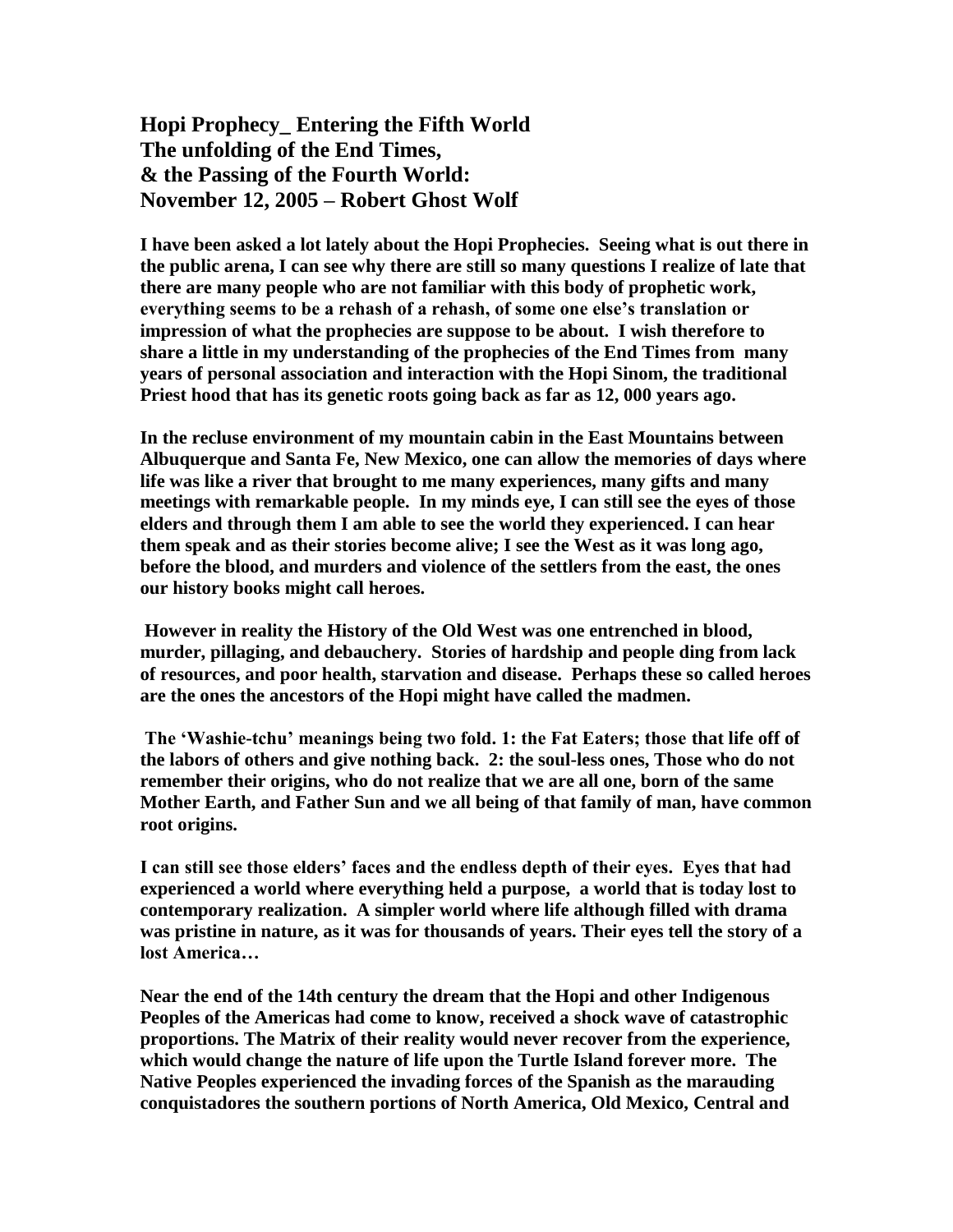# Hopi Prophecy_ Entering the Fifth World
# The unfolding of the End Times,
# & the Passing of the Fourth World:
# November 12, 2005 – Robert Ghost Wolf

**I have been asked a lot lately about the Hopi Prophecies. Seeing what is out there in the public arena, I can see why there are still so many questions I realize of late that there are many people who are not familiar with this body of prophetic work, everything seems to be a rehash of a rehash, of some one else's translation or impression of what the prophecies are suppose to be about. I wish therefore to share a little in my understanding of the prophecies of the End Times from many years of personal association and interaction with the Hopi Sinom, the traditional Priest hood that has its genetic roots going back as far as 12, 000 years ago.**

**In the recluse environment of my mountain cabin in the East Mountains between Albuquerque and Santa Fe, New Mexico, one can allow the memories of days where life was like a river that brought to me many experiences, many gifts and many meetings with remarkable people. In my minds eye, I can still see the eyes of those elders and through them I am able to see the world they experienced. I can hear them speak and as their stories become alive; I see the West as it was long ago, before the blood, and murders and violence of the settlers from the east, the ones our history books might call heroes.**

**However in reality the History of the Old West was one entrenched in blood, murder, pillaging, and debauchery. Stories of hardship and people ding from lack of resources, and poor health, starvation and disease. Perhaps these so called heroes are the ones the ancestors of the Hopi might have called the madmen.**

**The 'Washie-tchu' meanings being two fold. 1: the Fat Eaters; those that life off of the labors of others and give nothing back. 2: the soul-less ones, Those who do not remember their origins, who do not realize that we are all one, born of the same Mother Earth, and Father Sun and we all being of that family of man, have common root origins.**

**I can still see those elders' faces and the endless depth of their eyes. Eyes that had experienced a world where everything held a purpose, a world that is today lost to contemporary realization. A simpler world where life although filled with drama was pristine in nature, as it was for thousands of years. Their eyes tell the story of a lost America…**

**Near the end of the 14th century the dream that the Hopi and other Indigenous Peoples of the Americas had come to know, received a shock wave of catastrophic proportions. The Matrix of their reality would never recover from the experience, which would change the nature of life upon the Turtle Island forever more. The Native Peoples experienced the invading forces of the Spanish as the marauding conquistadores the southern portions of North America, Old Mexico, Central and**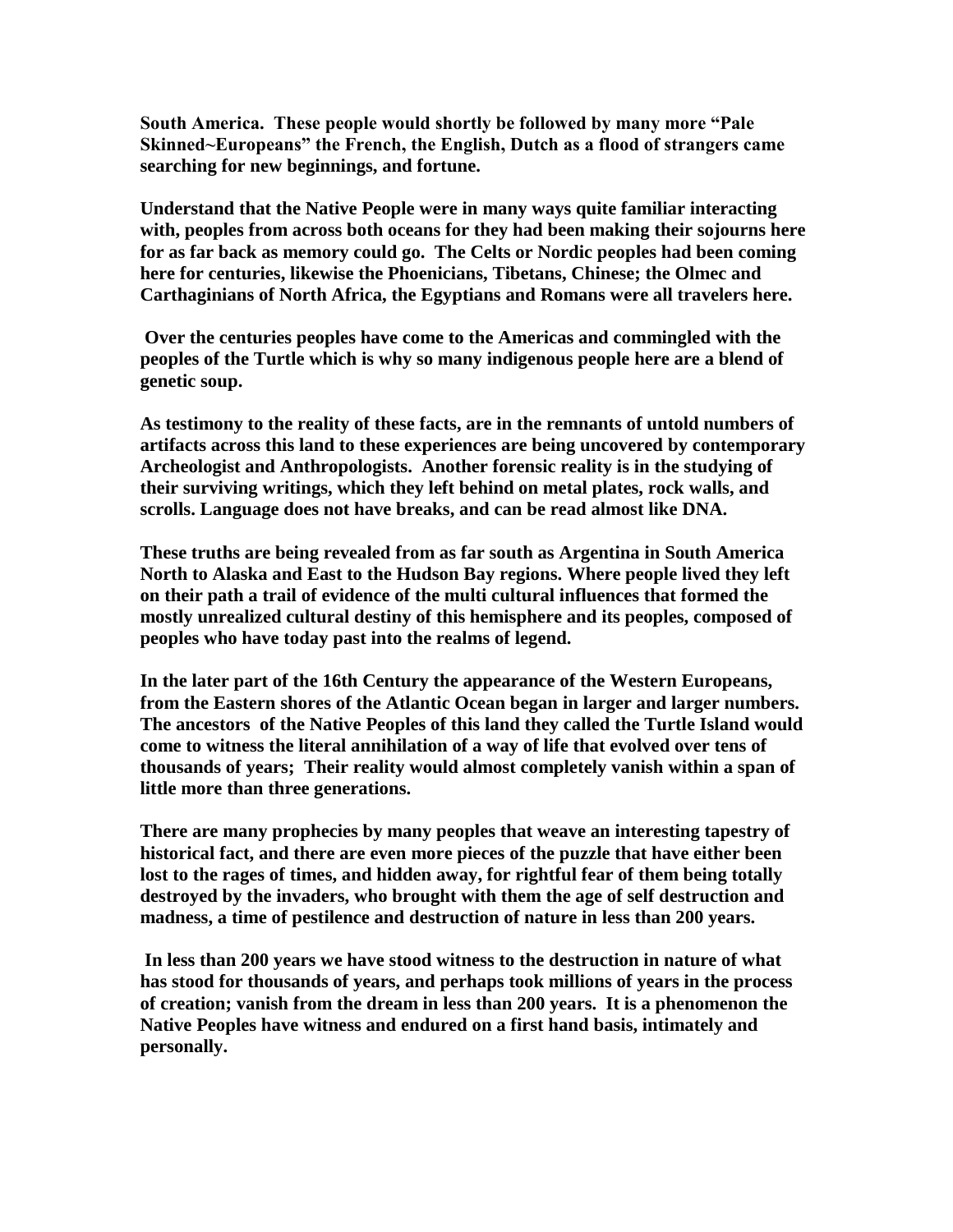**South America. These people would shortly be followed by many more "Pale Skinned~Europeans" the French, the English, Dutch as a flood of strangers came searching for new beginnings, and fortune.**

**Understand that the Native People were in many ways quite familiar interacting with, peoples from across both oceans for they had been making their sojourns here for as far back as memory could go. The Celts or Nordic peoples had been coming here for centuries, likewise the Phoenicians, Tibetans, Chinese; the Olmec and Carthaginians of North Africa, the Egyptians and Romans were all travelers here.**

**Over the centuries peoples have come to the Americas and commingled with the peoples of the Turtle which is why so many indigenous people here are a blend of genetic soup.**

**As testimony to the reality of these facts, are in the remnants of untold numbers of artifacts across this land to these experiences are being uncovered by contemporary Archeologist and Anthropologists. Another forensic reality is in the studying of their surviving writings, which they left behind on metal plates, rock walls, and scrolls. Language does not have breaks, and can be read almost like DNA.**

**These truths are being revealed from as far south as Argentina in South America North to Alaska and East to the Hudson Bay regions. Where people lived they left on their path a trail of evidence of the multi cultural influences that formed the mostly unrealized cultural destiny of this hemisphere and its peoples, composed of peoples who have today past into the realms of legend.**

**In the later part of the 16th Century the appearance of the Western Europeans, from the Eastern shores of the Atlantic Ocean began in larger and larger numbers. The ancestors of the Native Peoples of this land they called the Turtle Island would come to witness the literal annihilation of a way of life that evolved over tens of thousands of years; Their reality would almost completely vanish within a span of little more than three generations.**

**There are many prophecies by many peoples that weave an interesting tapestry of historical fact, and there are even more pieces of the puzzle that have either been lost to the rages of times, and hidden away, for rightful fear of them being totally destroyed by the invaders, who brought with them the age of self destruction and madness, a time of pestilence and destruction of nature in less than 200 years.**

**In less than 200 years we have stood witness to the destruction in nature of what has stood for thousands of years, and perhaps took millions of years in the process of creation; vanish from the dream in less than 200 years. It is a phenomenon the Native Peoples have witness and endured on a first hand basis, intimately and personally.**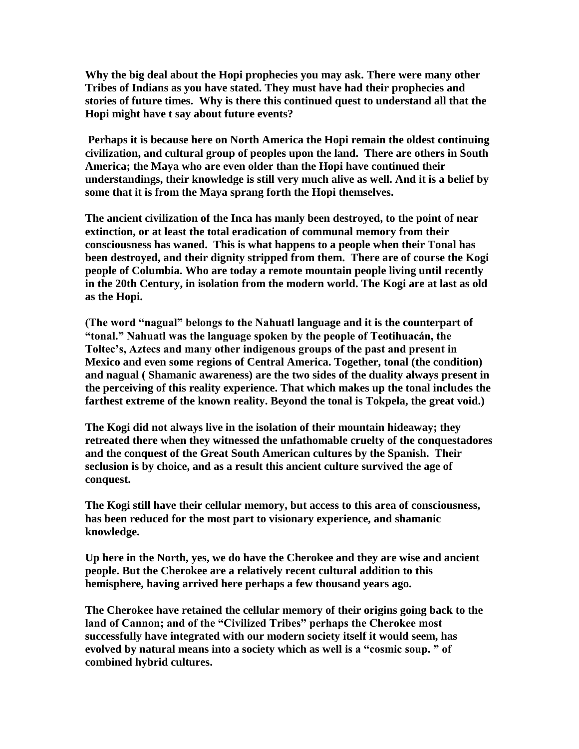**Why the big deal about the Hopi prophecies you may ask. There were many other Tribes of Indians as you have stated. They must have had their prophecies and stories of future times. Why is there this continued quest to understand all that the Hopi might have t say about future events?**

**Perhaps it is because here on North America the Hopi remain the oldest continuing civilization, and cultural group of peoples upon the land. There are others in South America; the Maya who are even older than the Hopi have continued their understandings, their knowledge is still very much alive as well. And it is a belief by some that it is from the Maya sprang forth the Hopi themselves.**

**The ancient civilization of the Inca has manly been destroyed, to the point of near extinction, or at least the total eradication of communal memory from their consciousness has waned. This is what happens to a people when their Tonal has been destroyed, and their dignity stripped from them. There are of course the Kogi people of Columbia. Who are today a remote mountain people living until recently in the 20th Century, in isolation from the modern world. The Kogi are at last as old as the Hopi.**

**(The word "nagual" belongs to the Nahuatl language and it is the counterpart of "tonal." Nahuatl was the language spoken by the people of Teotihuacán, the Toltec's, Aztecs and many other indigenous groups of the past and present in Mexico and even some regions of Central America. Together, tonal (the condition) and nagual ( Shamanic awareness) are the two sides of the duality always present in the perceiving of this reality experience. That which makes up the tonal includes the farthest extreme of the known reality. Beyond the tonal is Tokpela, the great void.)**

**The Kogi did not always live in the isolation of their mountain hideaway; they retreated there when they witnessed the unfathomable cruelty of the conquestadores and the conquest of the Great South American cultures by the Spanish. Their seclusion is by choice, and as a result this ancient culture survived the age of conquest.**

**The Kogi still have their cellular memory, but access to this area of consciousness, has been reduced for the most part to visionary experience, and shamanic knowledge.**

**Up here in the North, yes, we do have the Cherokee and they are wise and ancient people. But the Cherokee are a relatively recent cultural addition to this hemisphere, having arrived here perhaps a few thousand years ago.**

**The Cherokee have retained the cellular memory of their origins going back to the land of Cannon; and of the "Civilized Tribes" perhaps the Cherokee most successfully have integrated with our modern society itself it would seem, has evolved by natural means into a society which as well is a "cosmic soup. " of combined hybrid cultures.**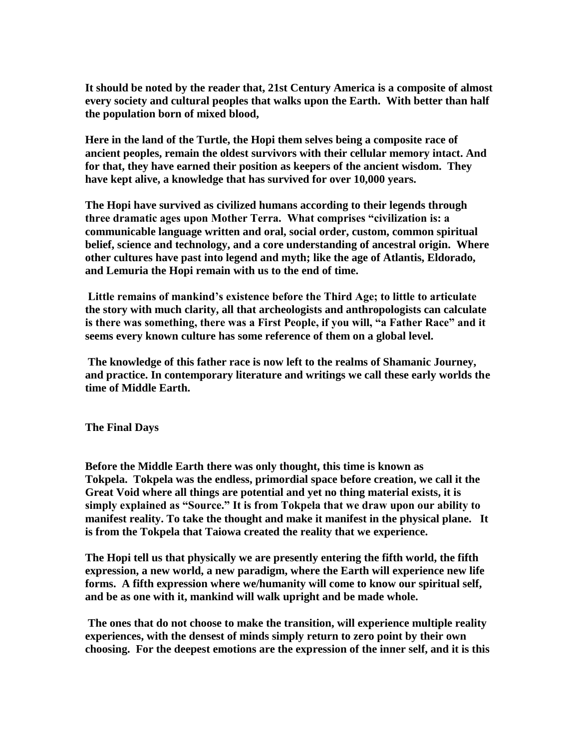**It should be noted by the reader that, 21st Century America is a composite of almost every society and cultural peoples that walks upon the Earth. With better than half the population born of mixed blood,**

**Here in the land of the Turtle, the Hopi them selves being a composite race of ancient peoples, remain the oldest survivors with their cellular memory intact. And for that, they have earned their position as keepers of the ancient wisdom. They have kept alive, a knowledge that has survived for over 10,000 years.**

**The Hopi have survived as civilized humans according to their legends through three dramatic ages upon Mother Terra. What comprises "civilization is: a communicable language written and oral, social order, custom, common spiritual belief, science and technology, and a core understanding of ancestral origin. Where other cultures have past into legend and myth; like the age of Atlantis, Eldorado, and Lemuria the Hopi remain with us to the end of time.**

**Little remains of mankind's existence before the Third Age; to little to articulate the story with much clarity, all that archeologists and anthropologists can calculate is there was something, there was a First People, if you will, "a Father Race" and it seems every known culture has some reference of them on a global level.**

**The knowledge of this father race is now left to the realms of Shamanic Journey, and practice. In contemporary literature and writings we call these early worlds the time of Middle Earth.**

**The Final Days**

**Before the Middle Earth there was only thought, this time is known as Tokpela. Tokpela was the endless, primordial space before creation, we call it the Great Void where all things are potential and yet no thing material exists, it is simply explained as "Source." It is from Tokpela that we draw upon our ability to manifest reality. To take the thought and make it manifest in the physical plane. It is from the Tokpela that Taiowa created the reality that we experience.**

**The Hopi tell us that physically we are presently entering the fifth world, the fifth expression, a new world, a new paradigm, where the Earth will experience new life forms. A fifth expression where we/humanity will come to know our spiritual self, and be as one with it, mankind will walk upright and be made whole.**

**The ones that do not choose to make the transition, will experience multiple reality experiences, with the densest of minds simply return to zero point by their own choosing. For the deepest emotions are the expression of the inner self, and it is this**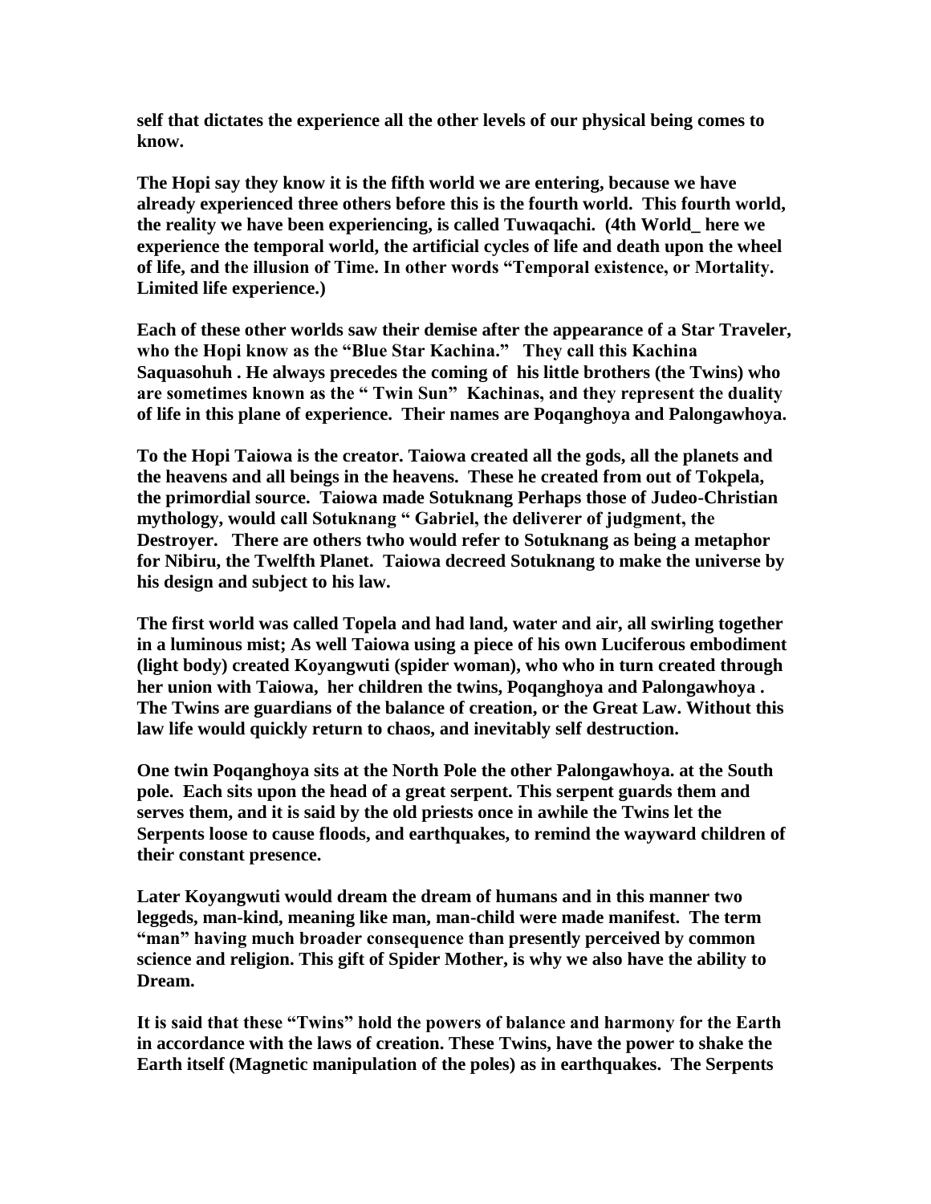**self that dictates the experience all the other levels of our physical being comes to know.**

**The Hopi say they know it is the fifth world we are entering, because we have already experienced three others before this is the fourth world. This fourth world, the reality we have been experiencing, is called Tuwaqachi. (4th World_ here we experience the temporal world, the artificial cycles of life and death upon the wheel of life, and the illusion of Time. In other words "Temporal existence, or Mortality. Limited life experience.)**

**Each of these other worlds saw their demise after the appearance of a Star Traveler, who the Hopi know as the "Blue Star Kachina." They call this Kachina Saquasohuh . He always precedes the coming of his little brothers (the Twins) who are sometimes known as the " Twin Sun" Kachinas, and they represent the duality of life in this plane of experience. Their names are Poqanghoya and Palongawhoya.**

**To the Hopi Taiowa is the creator. Taiowa created all the gods, all the planets and the heavens and all beings in the heavens. These he created from out of Tokpela, the primordial source. Taiowa made Sotuknang Perhaps those of Judeo-Christian mythology, would call Sotuknang " Gabriel, the deliverer of judgment, the Destroyer. There are others twho would refer to Sotuknang as being a metaphor for Nibiru, the Twelfth Planet. Taiowa decreed Sotuknang to make the universe by his design and subject to his law.**

**The first world was called Topela and had land, water and air, all swirling together in a luminous mist; As well Taiowa using a piece of his own Luciferous embodiment (light body) created Koyangwuti (spider woman), who who in turn created through her union with Taiowa, her children the twins, Poqanghoya and Palongawhoya . The Twins are guardians of the balance of creation, or the Great Law. Without this law life would quickly return to chaos, and inevitably self destruction.**

**One twin Poqanghoya sits at the North Pole the other Palongawhoya. at the South pole. Each sits upon the head of a great serpent. This serpent guards them and serves them, and it is said by the old priests once in awhile the Twins let the Serpents loose to cause floods, and earthquakes, to remind the wayward children of their constant presence.**

**Later Koyangwuti would dream the dream of humans and in this manner two leggeds, man-kind, meaning like man, man-child were made manifest. The term "man" having much broader consequence than presently perceived by common science and religion. This gift of Spider Mother, is why we also have the ability to Dream.**

**It is said that these "Twins" hold the powers of balance and harmony for the Earth in accordance with the laws of creation. These Twins, have the power to shake the Earth itself (Magnetic manipulation of the poles) as in earthquakes. The Serpents**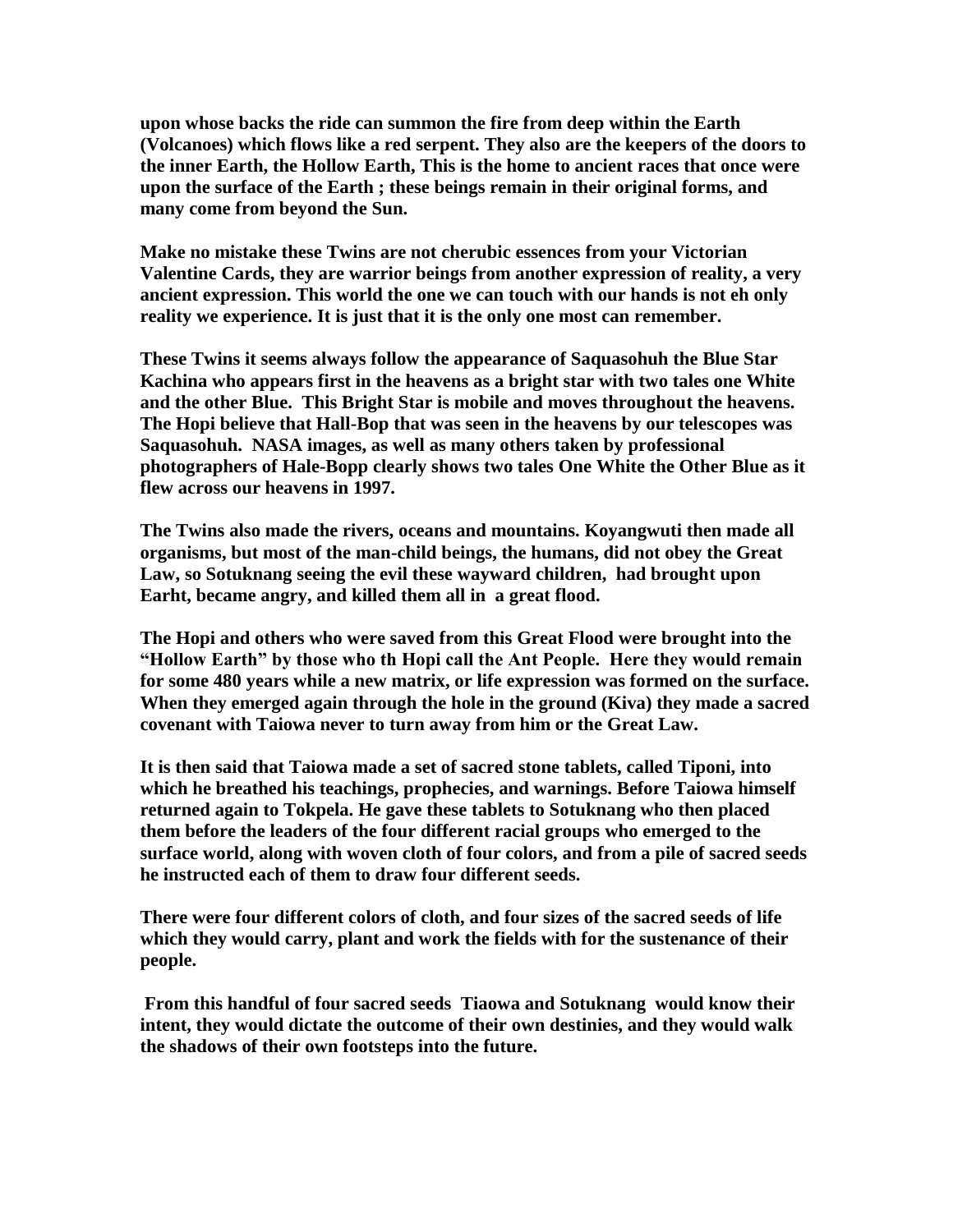**upon whose backs the ride can summon the fire from deep within the Earth (Volcanoes) which flows like a red serpent. They also are the keepers of the doors to the inner Earth, the Hollow Earth, This is the home to ancient races that once were upon the surface of the Earth ; these beings remain in their original forms, and many come from beyond the Sun.**

**Make no mistake these Twins are not cherubic essences from your Victorian Valentine Cards, they are warrior beings from another expression of reality, a very ancient expression. This world the one we can touch with our hands is not eh only reality we experience. It is just that it is the only one most can remember.**

**These Twins it seems always follow the appearance of Saquasohuh the Blue Star Kachina who appears first in the heavens as a bright star with two tales one White and the other Blue. This Bright Star is mobile and moves throughout the heavens. The Hopi believe that Hall-Bop that was seen in the heavens by our telescopes was Saquasohuh. NASA images, as well as many others taken by professional photographers of Hale-Bopp clearly shows two tales One White the Other Blue as it flew across our heavens in 1997.**

**The Twins also made the rivers, oceans and mountains. Koyangwuti then made all organisms, but most of the man-child beings, the humans, did not obey the Great Law, so Sotuknang seeing the evil these wayward children, had brought upon Earht, became angry, and killed them all in a great flood.**

**The Hopi and others who were saved from this Great Flood were brought into the "Hollow Earth" by those who th Hopi call the Ant People. Here they would remain for some 480 years while a new matrix, or life expression was formed on the surface. When they emerged again through the hole in the ground (Kiva) they made a sacred covenant with Taiowa never to turn away from him or the Great Law.**

**It is then said that Taiowa made a set of sacred stone tablets, called Tiponi, into which he breathed his teachings, prophecies, and warnings. Before Taiowa himself returned again to Tokpela. He gave these tablets to Sotuknang who then placed them before the leaders of the four different racial groups who emerged to the surface world, along with woven cloth of four colors, and from a pile of sacred seeds he instructed each of them to draw four different seeds.**

**There were four different colors of cloth, and four sizes of the sacred seeds of life which they would carry, plant and work the fields with for the sustenance of their people.**

**From this handful of four sacred seeds Tiaowa and Sotuknang would know their intent, they would dictate the outcome of their own destinies, and they would walk the shadows of their own footsteps into the future.**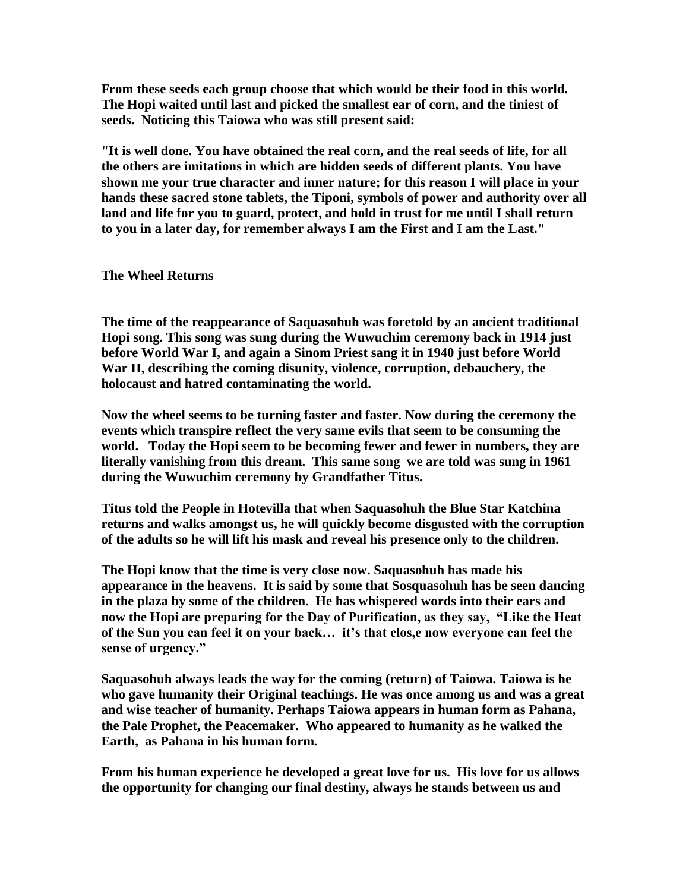**From these seeds each group choose that which would be their food in this world. The Hopi waited until last and picked the smallest ear of corn, and the tiniest of seeds. Noticing this Taiowa who was still present said:**

**"It is well done. You have obtained the real corn, and the real seeds of life, for all the others are imitations in which are hidden seeds of different plants. You have shown me your true character and inner nature; for this reason I will place in your hands these sacred stone tablets, the Tiponi, symbols of power and authority over all land and life for you to guard, protect, and hold in trust for me until I shall return to you in a later day, for remember always I am the First and I am the Last."**

## The Wheel Returns

**The time of the reappearance of Saquasohuh was foretold by an ancient traditional Hopi song. This song was sung during the Wuwuchim ceremony back in 1914 just before World War I, and again a Sinom Priest sang it in 1940 just before World War II, describing the coming disunity, violence, corruption, debauchery, the holocaust and hatred contaminating the world.**

**Now the wheel seems to be turning faster and faster. Now during the ceremony the events which transpire reflect the very same evils that seem to be consuming the world. Today the Hopi seem to be becoming fewer and fewer in numbers, they are literally vanishing from this dream. This same song we are told was sung in 1961 during the Wuwuchim ceremony by Grandfather Titus.**

**Titus told the People in Hotevilla that when Saquasohuh the Blue Star Katchina returns and walks amongst us, he will quickly become disgusted with the corruption of the adults so he will lift his mask and reveal his presence only to the children.**

**The Hopi know that the time is very close now. Saquasohuh has made his appearance in the heavens. It is said by some that Sosquasohuh has be seen dancing in the plaza by some of the children. He has whispered words into their ears and now the Hopi are preparing for the Day of Purification, as they say, "Like the Heat of the Sun you can feel it on your back… it's that clos,e now everyone can feel the sense of urgency."**

**Saquasohuh always leads the way for the coming (return) of Taiowa. Taiowa is he who gave humanity their Original teachings. He was once among us and was a great and wise teacher of humanity. Perhaps Taiowa appears in human form as Pahana, the Pale Prophet, the Peacemaker. Who appeared to humanity as he walked the Earth, as Pahana in his human form.**

**From his human experience he developed a great love for us. His love for us allows the opportunity for changing our final destiny, always he stands between us and**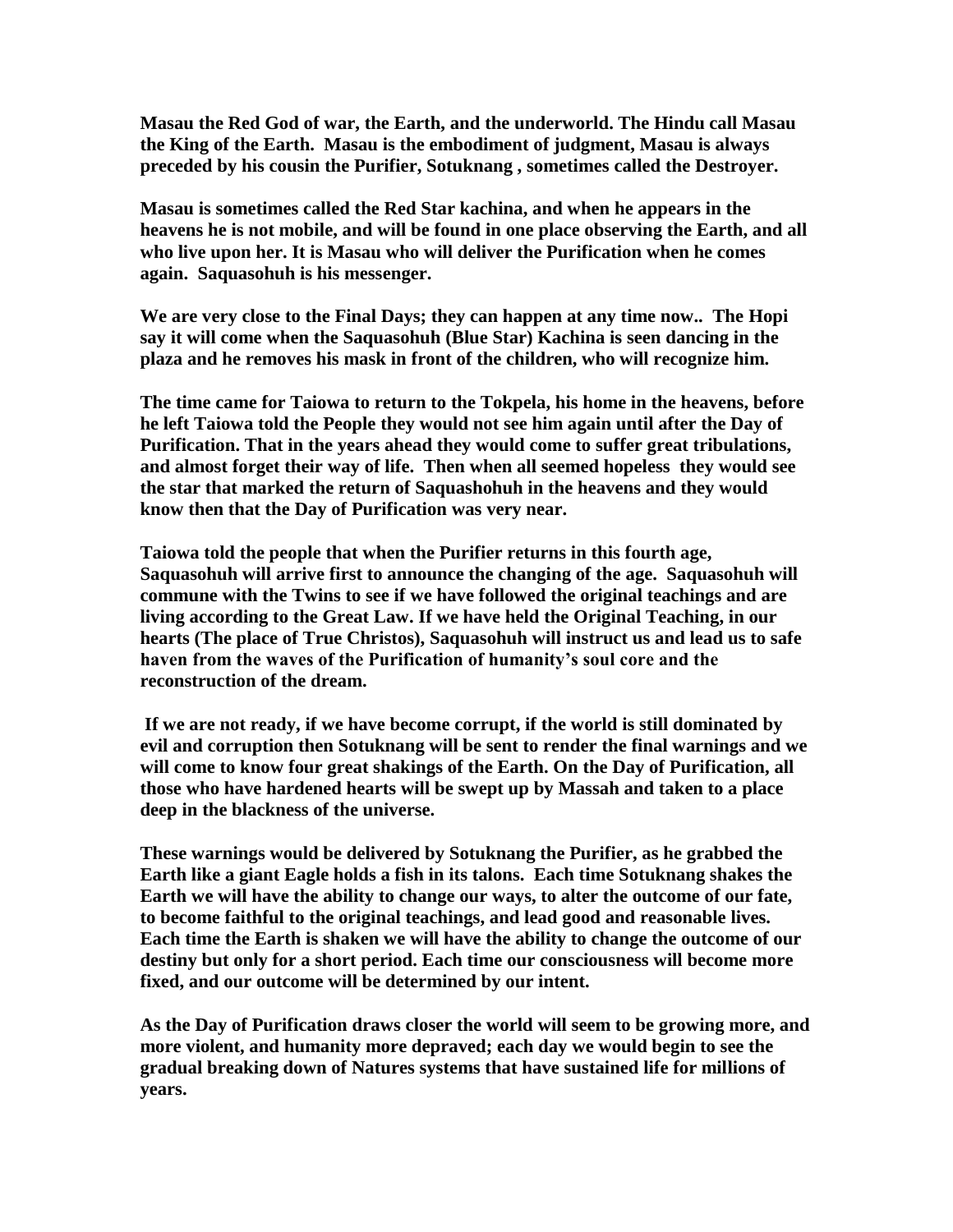**Masau the Red God of war, the Earth, and the underworld. The Hindu call Masau the King of the Earth. Masau is the embodiment of judgment, Masau is always preceded by his cousin the Purifier, Sotuknang , sometimes called the Destroyer.**

**Masau is sometimes called the Red Star kachina, and when he appears in the heavens he is not mobile, and will be found in one place observing the Earth, and all who live upon her. It is Masau who will deliver the Purification when he comes again. Saquasohuh is his messenger.**

**We are very close to the Final Days; they can happen at any time now.. The Hopi say it will come when the Saquasohuh (Blue Star) Kachina is seen dancing in the plaza and he removes his mask in front of the children, who will recognize him.**

**The time came for Taiowa to return to the Tokpela, his home in the heavens, before he left Taiowa told the People they would not see him again until after the Day of Purification. That in the years ahead they would come to suffer great tribulations, and almost forget their way of life. Then when all seemed hopeless they would see the star that marked the return of Saquashohuh in the heavens and they would know then that the Day of Purification was very near.**

**Taiowa told the people that when the Purifier returns in this fourth age, Saquasohuh will arrive first to announce the changing of the age. Saquasohuh will commune with the Twins to see if we have followed the original teachings and are living according to the Great Law. If we have held the Original Teaching, in our hearts (The place of True Christos), Saquasohuh will instruct us and lead us to safe haven from the waves of the Purification of humanity's soul core and the reconstruction of the dream.**

**If we are not ready, if we have become corrupt, if the world is still dominated by evil and corruption then Sotuknang will be sent to render the final warnings and we will come to know four great shakings of the Earth. On the Day of Purification, all those who have hardened hearts will be swept up by Massah and taken to a place deep in the blackness of the universe.**

**These warnings would be delivered by Sotuknang the Purifier, as he grabbed the Earth like a giant Eagle holds a fish in its talons. Each time Sotuknang shakes the Earth we will have the ability to change our ways, to alter the outcome of our fate, to become faithful to the original teachings, and lead good and reasonable lives. Each time the Earth is shaken we will have the ability to change the outcome of our destiny but only for a short period. Each time our consciousness will become more fixed, and our outcome will be determined by our intent.**

**As the Day of Purification draws closer the world will seem to be growing more, and more violent, and humanity more depraved; each day we would begin to see the gradual breaking down of Natures systems that have sustained life for millions of years.**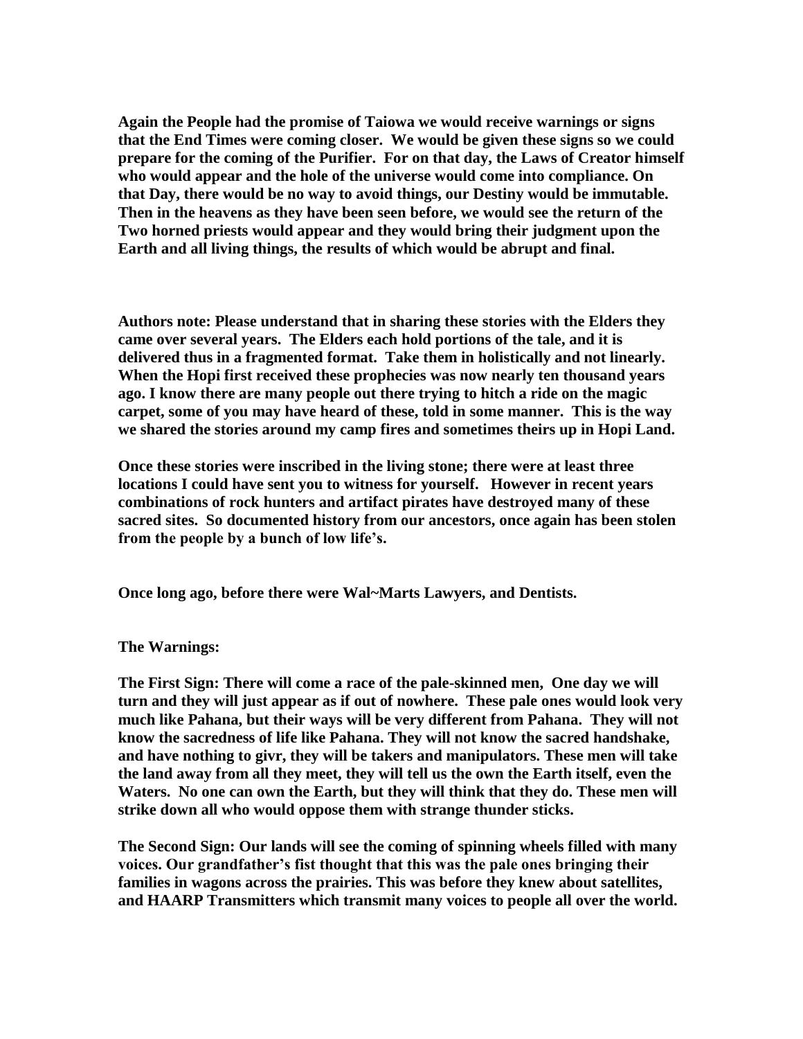**Again the People had the promise of Taiowa we would receive warnings or signs that the End Times were coming closer. We would be given these signs so we could prepare for the coming of the Purifier. For on that day, the Laws of Creator himself who would appear and the hole of the universe would come into compliance. On that Day, there would be no way to avoid things, our Destiny would be immutable. Then in the heavens as they have been seen before, we would see the return of the Two horned priests would appear and they would bring their judgment upon the Earth and all living things, the results of which would be abrupt and final.**

**Authors note: Please understand that in sharing these stories with the Elders they came over several years. The Elders each hold portions of the tale, and it is delivered thus in a fragmented format. Take them in holistically and not linearly. When the Hopi first received these prophecies was now nearly ten thousand years ago. I know there are many people out there trying to hitch a ride on the magic carpet, some of you may have heard of these, told in some manner. This is the way we shared the stories around my camp fires and sometimes theirs up in Hopi Land.**

**Once these stories were inscribed in the living stone; there were at least three locations I could have sent you to witness for yourself. However in recent years combinations of rock hunters and artifact pirates have destroyed many of these sacred sites. So documented history from our ancestors, once again has been stolen from the people by a bunch of low life's.**

**Once long ago, before there were Wal~Marts Lawyers, and Dentists.**

**The Warnings:**

**The First Sign: There will come a race of the pale-skinned men, One day we will turn and they will just appear as if out of nowhere. These pale ones would look very much like Pahana, but their ways will be very different from Pahana. They will not know the sacredness of life like Pahana. They will not know the sacred handshake, and have nothing to givr, they will be takers and manipulators. These men will take the land away from all they meet, they will tell us the own the Earth itself, even the Waters. No one can own the Earth, but they will think that they do. These men will strike down all who would oppose them with strange thunder sticks.**

**The Second Sign: Our lands will see the coming of spinning wheels filled with many voices. Our grandfather's fist thought that this was the pale ones bringing their families in wagons across the prairies. This was before they knew about satellites, and HAARP Transmitters which transmit many voices to people all over the world.**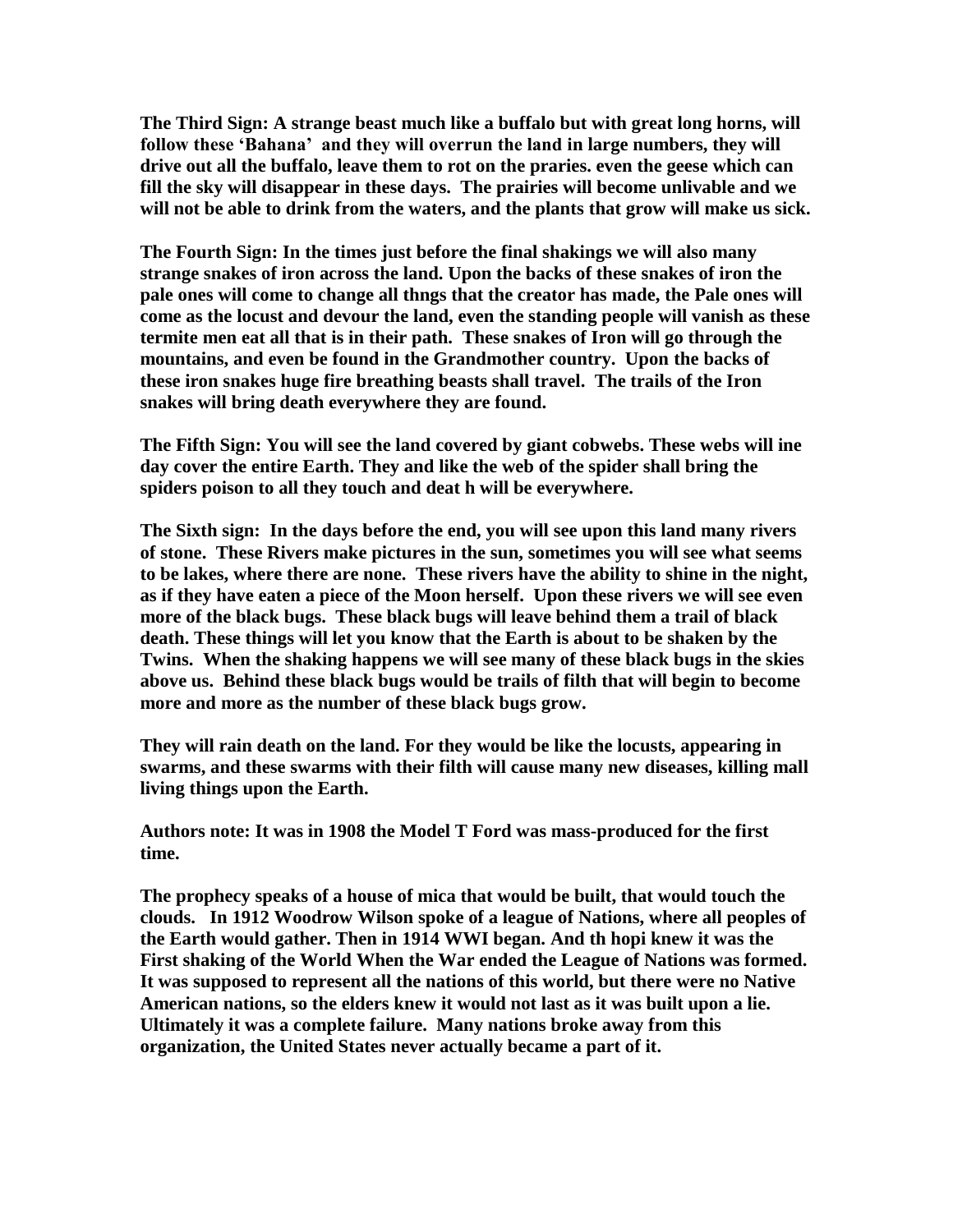**The Third Sign: A strange beast much like a buffalo but with great long horns, will follow these 'Bahana' and they will overrun the land in large numbers, they will drive out all the buffalo, leave them to rot on the praries. even the geese which can fill the sky will disappear in these days. The prairies will become unlivable and we will not be able to drink from the waters, and the plants that grow will make us sick.**

**The Fourth Sign: In the times just before the final shakings we will also many strange snakes of iron across the land. Upon the backs of these snakes of iron the pale ones will come to change all thngs that the creator has made, the Pale ones will come as the locust and devour the land, even the standing people will vanish as these termite men eat all that is in their path. These snakes of Iron will go through the mountains, and even be found in the Grandmother country. Upon the backs of these iron snakes huge fire breathing beasts shall travel. The trails of the Iron snakes will bring death everywhere they are found.**

**The Fifth Sign: You will see the land covered by giant cobwebs. These webs will ine day cover the entire Earth. They and like the web of the spider shall bring the spiders poison to all they touch and deat h will be everywhere.**

**The Sixth sign: In the days before the end, you will see upon this land many rivers of stone. These Rivers make pictures in the sun, sometimes you will see what seems to be lakes, where there are none. These rivers have the ability to shine in the night, as if they have eaten a piece of the Moon herself. Upon these rivers we will see even more of the black bugs. These black bugs will leave behind them a trail of black death. These things will let you know that the Earth is about to be shaken by the Twins. When the shaking happens we will see many of these black bugs in the skies above us. Behind these black bugs would be trails of filth that will begin to become more and more as the number of these black bugs grow.**

**They will rain death on the land. For they would be like the locusts, appearing in swarms, and these swarms with their filth will cause many new diseases, killing mall living things upon the Earth.**

**Authors note: It was in 1908 the Model T Ford was mass-produced for the first time.**

**The prophecy speaks of a house of mica that would be built, that would touch the clouds. In 1912 Woodrow Wilson spoke of a league of Nations, where all peoples of the Earth would gather. Then in 1914 WWI began. And th hopi knew it was the First shaking of the World When the War ended the League of Nations was formed. It was supposed to represent all the nations of this world, but there were no Native American nations, so the elders knew it would not last as it was built upon a lie. Ultimately it was a complete failure. Many nations broke away from this organization, the United States never actually became a part of it.**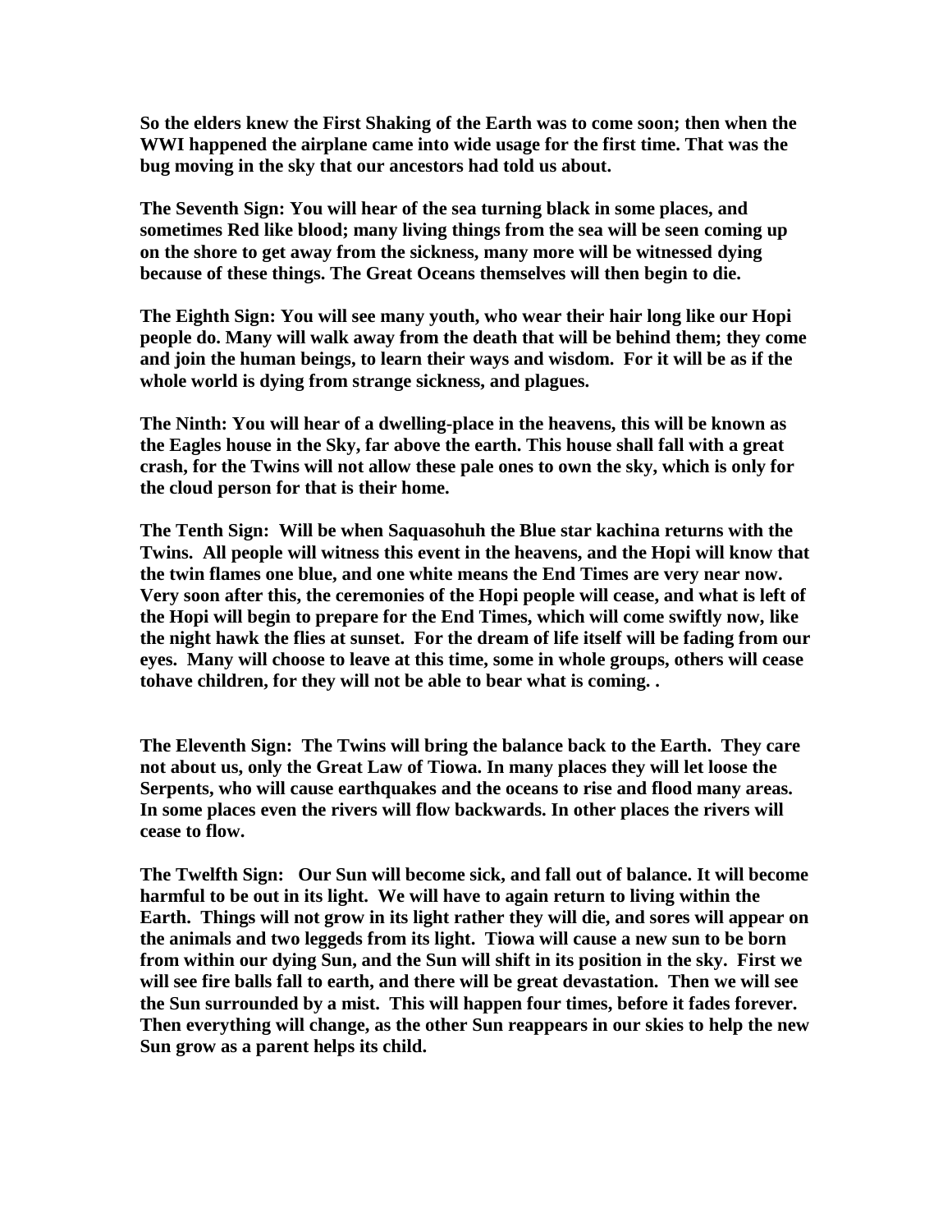**So the elders knew the First Shaking of the Earth was to come soon; then when the WWI happened the airplane came into wide usage for the first time. That was the bug moving in the sky that our ancestors had told us about.**

**The Seventh Sign: You will hear of the sea turning black in some places, and sometimes Red like blood; many living things from the sea will be seen coming up on the shore to get away from the sickness, many more will be witnessed dying because of these things. The Great Oceans themselves will then begin to die.**

**The Eighth Sign: You will see many youth, who wear their hair long like our Hopi people do. Many will walk away from the death that will be behind them; they come and join the human beings, to learn their ways and wisdom. For it will be as if the whole world is dying from strange sickness, and plagues.**

**The Ninth: You will hear of a dwelling-place in the heavens, this will be known as the Eagles house in the Sky, far above the earth. This house shall fall with a great crash, for the Twins will not allow these pale ones to own the sky, which is only for the cloud person for that is their home.**

**The Tenth Sign: Will be when Saquasohuh the Blue star kachina returns with the Twins. All people will witness this event in the heavens, and the Hopi will know that the twin flames one blue, and one white means the End Times are very near now. Very soon after this, the ceremonies of the Hopi people will cease, and what is left of the Hopi will begin to prepare for the End Times, which will come swiftly now, like the night hawk the flies at sunset. For the dream of life itself will be fading from our eyes. Many will choose to leave at this time, some in whole groups, others will cease tohave children, for they will not be able to bear what is coming. .**

**The Eleventh Sign: The Twins will bring the balance back to the Earth. They care not about us, only the Great Law of Tiowa. In many places they will let loose the Serpents, who will cause earthquakes and the oceans to rise and flood many areas. In some places even the rivers will flow backwards. In other places the rivers will cease to flow.**

**The Twelfth Sign: Our Sun will become sick, and fall out of balance. It will become harmful to be out in its light. We will have to again return to living within the Earth. Things will not grow in its light rather they will die, and sores will appear on the animals and two leggeds from its light. Tiowa will cause a new sun to be born from within our dying Sun, and the Sun will shift in its position in the sky. First we will see fire balls fall to earth, and there will be great devastation. Then we will see the Sun surrounded by a mist. This will happen four times, before it fades forever. Then everything will change, as the other Sun reappears in our skies to help the new Sun grow as a parent helps its child.**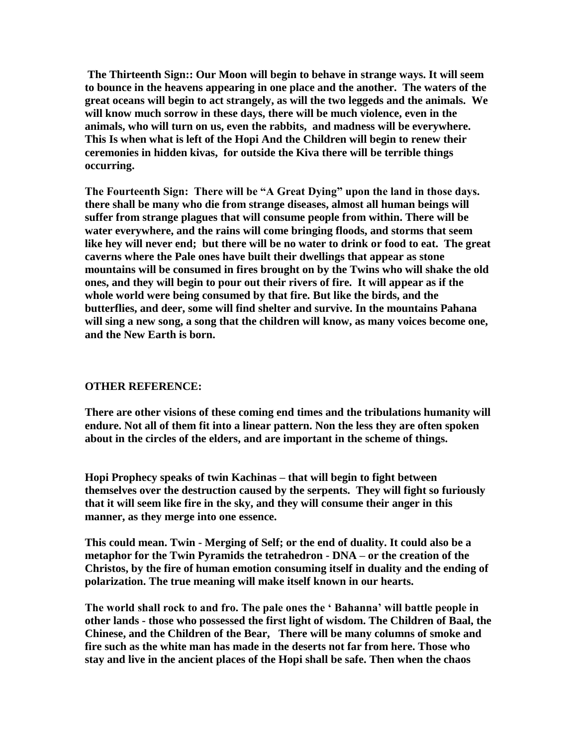**The Thirteenth Sign:: Our Moon will begin to behave in strange ways. It will seem to bounce in the heavens appearing in one place and the another. The waters of the great oceans will begin to act strangely, as will the two leggeds and the animals. We will know much sorrow in these days, there will be much violence, even in the animals, who will turn on us, even the rabbits, and madness will be everywhere. This Is when what is left of the Hopi And the Children will begin to renew their ceremonies in hidden kivas, for outside the Kiva there will be terrible things occurring.**

**The Fourteenth Sign: There will be "A Great Dying" upon the land in those days. there shall be many who die from strange diseases, almost all human beings will suffer from strange plagues that will consume people from within. There will be water everywhere, and the rains will come bringing floods, and storms that seem like hey will never end; but there will be no water to drink or food to eat. The great caverns where the Pale ones have built their dwellings that appear as stone mountains will be consumed in fires brought on by the Twins who will shake the old ones, and they will begin to pour out their rivers of fire. It will appear as if the whole world were being consumed by that fire. But like the birds, and the butterflies, and deer, some will find shelter and survive. In the mountains Pahana will sing a new song, a song that the children will know, as many voices become one, and the New Earth is born.**

**OTHER REFERENCE:**

**There are other visions of these coming end times and the tribulations humanity will endure. Not all of them fit into a linear pattern. Non the less they are often spoken about in the circles of the elders, and are important in the scheme of things.**

**Hopi Prophecy speaks of twin Kachinas – that will begin to fight between themselves over the destruction caused by the serpents. They will fight so furiously that it will seem like fire in the sky, and they will consume their anger in this manner, as they merge into one essence.**

**This could mean. Twin - Merging of Self; or the end of duality. It could also be a metaphor for the Twin Pyramids the tetrahedron - DNA – or the creation of the Christos, by the fire of human emotion consuming itself in duality and the ending of polarization. The true meaning will make itself known in our hearts.**

**The world shall rock to and fro. The pale ones the ' Bahanna' will battle people in other lands - those who possessed the first light of wisdom. The Children of Baal, the Chinese, and the Children of the Bear, There will be many columns of smoke and fire such as the white man has made in the deserts not far from here. Those who stay and live in the ancient places of the Hopi shall be safe. Then when the chaos**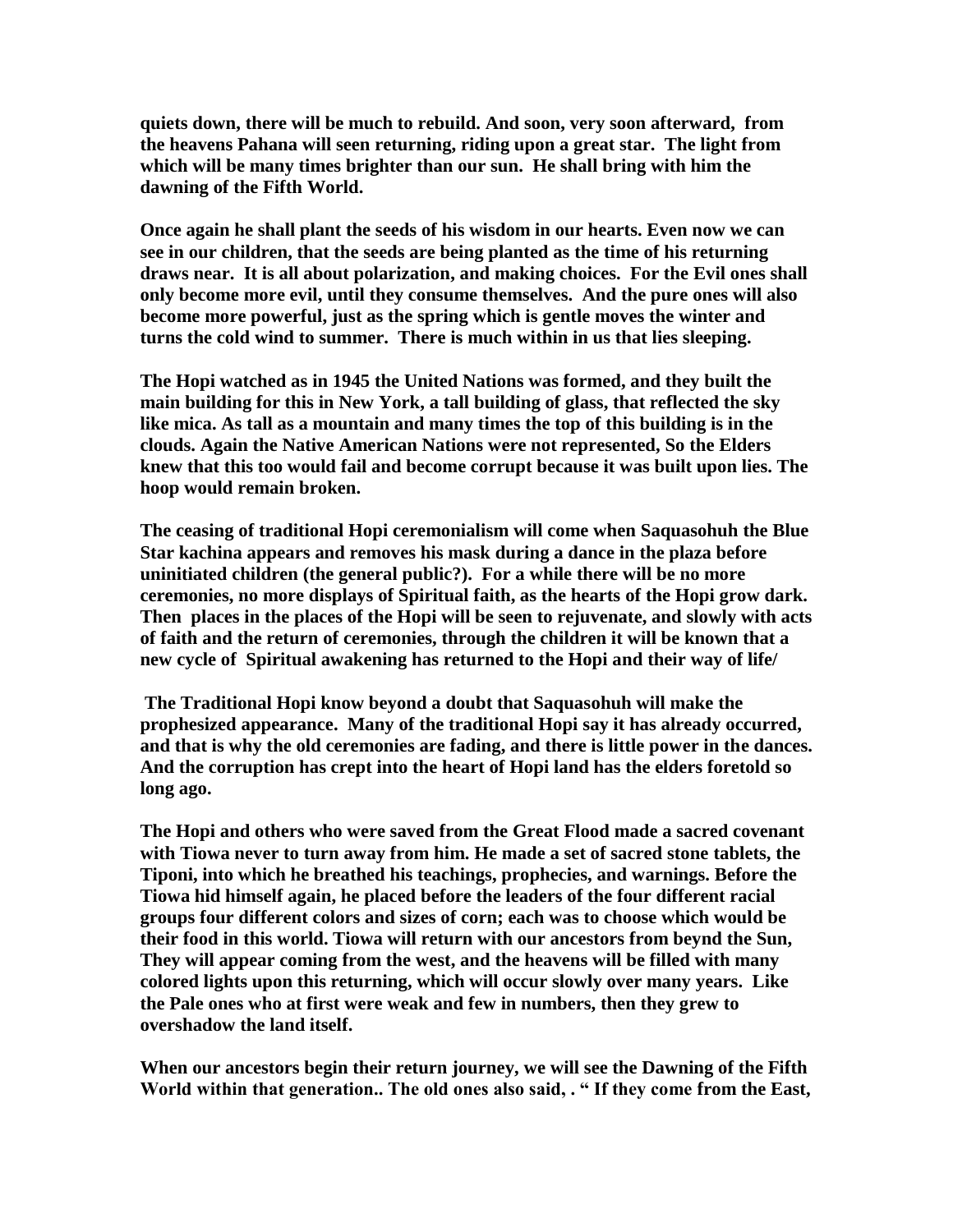**quiets down, there will be much to rebuild. And soon, very soon afterward, from the heavens Pahana will seen returning, riding upon a great star. The light from which will be many times brighter than our sun. He shall bring with him the dawning of the Fifth World.**

**Once again he shall plant the seeds of his wisdom in our hearts. Even now we can see in our children, that the seeds are being planted as the time of his returning draws near. It is all about polarization, and making choices. For the Evil ones shall only become more evil, until they consume themselves. And the pure ones will also become more powerful, just as the spring which is gentle moves the winter and turns the cold wind to summer. There is much within in us that lies sleeping.**

**The Hopi watched as in 1945 the United Nations was formed, and they built the main building for this in New York, a tall building of glass, that reflected the sky like mica. As tall as a mountain and many times the top of this building is in the clouds. Again the Native American Nations were not represented, So the Elders knew that this too would fail and become corrupt because it was built upon lies. The hoop would remain broken.**

**The ceasing of traditional Hopi ceremonialism will come when Saquasohuh the Blue Star kachina appears and removes his mask during a dance in the plaza before uninitiated children (the general public?). For a while there will be no more ceremonies, no more displays of Spiritual faith, as the hearts of the Hopi grow dark. Then places in the places of the Hopi will be seen to rejuvenate, and slowly with acts of faith and the return of ceremonies, through the children it will be known that a new cycle of Spiritual awakening has returned to the Hopi and their way of life/**

**The Traditional Hopi know beyond a doubt that Saquasohuh will make the prophesized appearance. Many of the traditional Hopi say it has already occurred, and that is why the old ceremonies are fading, and there is little power in the dances. And the corruption has crept into the heart of Hopi land has the elders foretold so long ago.**

**The Hopi and others who were saved from the Great Flood made a sacred covenant with Tiowa never to turn away from him. He made a set of sacred stone tablets, the Tiponi, into which he breathed his teachings, prophecies, and warnings. Before the Tiowa hid himself again, he placed before the leaders of the four different racial groups four different colors and sizes of corn; each was to choose which would be their food in this world. Tiowa will return with our ancestors from beynd the Sun, They will appear coming from the west, and the heavens will be filled with many colored lights upon this returning, which will occur slowly over many years. Like the Pale ones who at first were weak and few in numbers, then they grew to overshadow the land itself.**

**When our ancestors begin their return journey, we will see the Dawning of the Fifth World within that generation.. The old ones also said, . " If they come from the East,**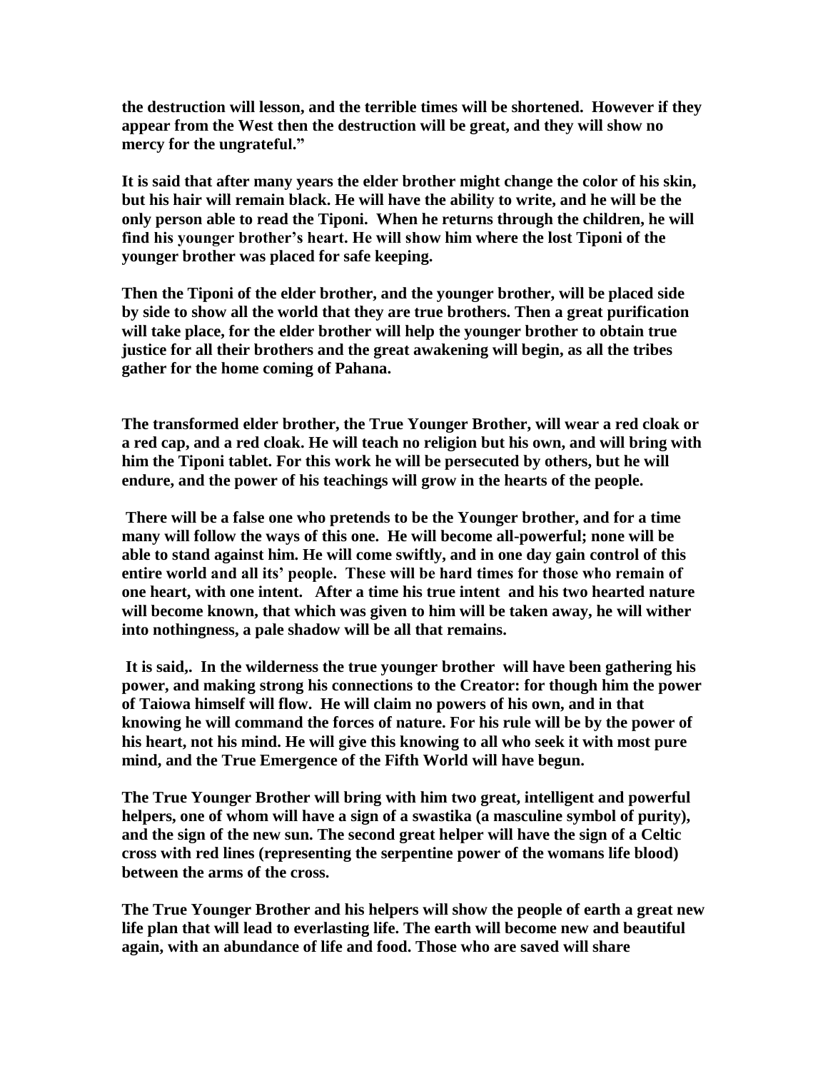**the destruction will lesson, and the terrible times will be shortened. However if they appear from the West then the destruction will be great, and they will show no mercy for the ungrateful."**

**It is said that after many years the elder brother might change the color of his skin, but his hair will remain black. He will have the ability to write, and he will be the only person able to read the Tiponi. When he returns through the children, he will find his younger brother's heart. He will show him where the lost Tiponi of the younger brother was placed for safe keeping.**

**Then the Tiponi of the elder brother, and the younger brother, will be placed side by side to show all the world that they are true brothers. Then a great purification will take place, for the elder brother will help the younger brother to obtain true justice for all their brothers and the great awakening will begin, as all the tribes gather for the home coming of Pahana.**

**The transformed elder brother, the True Younger Brother, will wear a red cloak or a red cap, and a red cloak. He will teach no religion but his own, and will bring with him the Tiponi tablet. For this work he will be persecuted by others, but he will endure, and the power of his teachings will grow in the hearts of the people.**

**There will be a false one who pretends to be the Younger brother, and for a time many will follow the ways of this one. He will become all-powerful; none will be able to stand against him. He will come swiftly, and in one day gain control of this entire world and all its' people. These will be hard times for those who remain of one heart, with one intent. After a time his true intent and his two hearted nature will become known, that which was given to him will be taken away, he will wither into nothingness, a pale shadow will be all that remains.**

**It is said,. In the wilderness the true younger brother will have been gathering his power, and making strong his connections to the Creator: for though him the power of Taiowa himself will flow. He will claim no powers of his own, and in that knowing he will command the forces of nature. For his rule will be by the power of his heart, not his mind. He will give this knowing to all who seek it with most pure mind, and the True Emergence of the Fifth World will have begun.**

**The True Younger Brother will bring with him two great, intelligent and powerful helpers, one of whom will have a sign of a swastika (a masculine symbol of purity), and the sign of the new sun. The second great helper will have the sign of a Celtic cross with red lines (representing the serpentine power of the womans life blood) between the arms of the cross.**

**The True Younger Brother and his helpers will show the people of earth a great new life plan that will lead to everlasting life. The earth will become new and beautiful again, with an abundance of life and food. Those who are saved will share**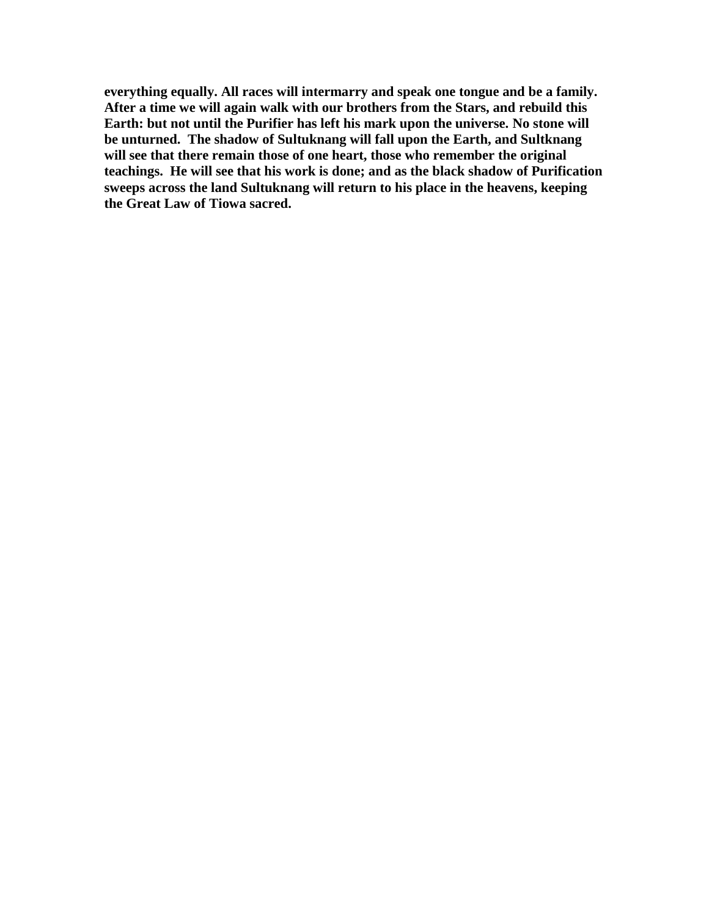**everything equally. All races will intermarry and speak one tongue and be a family. After a time we will again walk with our brothers from the Stars, and rebuild this Earth: but not until the Purifier has left his mark upon the universe. No stone will be unturned. The shadow of Sultuknang will fall upon the Earth, and Sultknang will see that there remain those of one heart, those who remember the original teachings. He will see that his work is done; and as the black shadow of Purification sweeps across the land Sultuknang will return to his place in the heavens, keeping the Great Law of Tiowa sacred.**